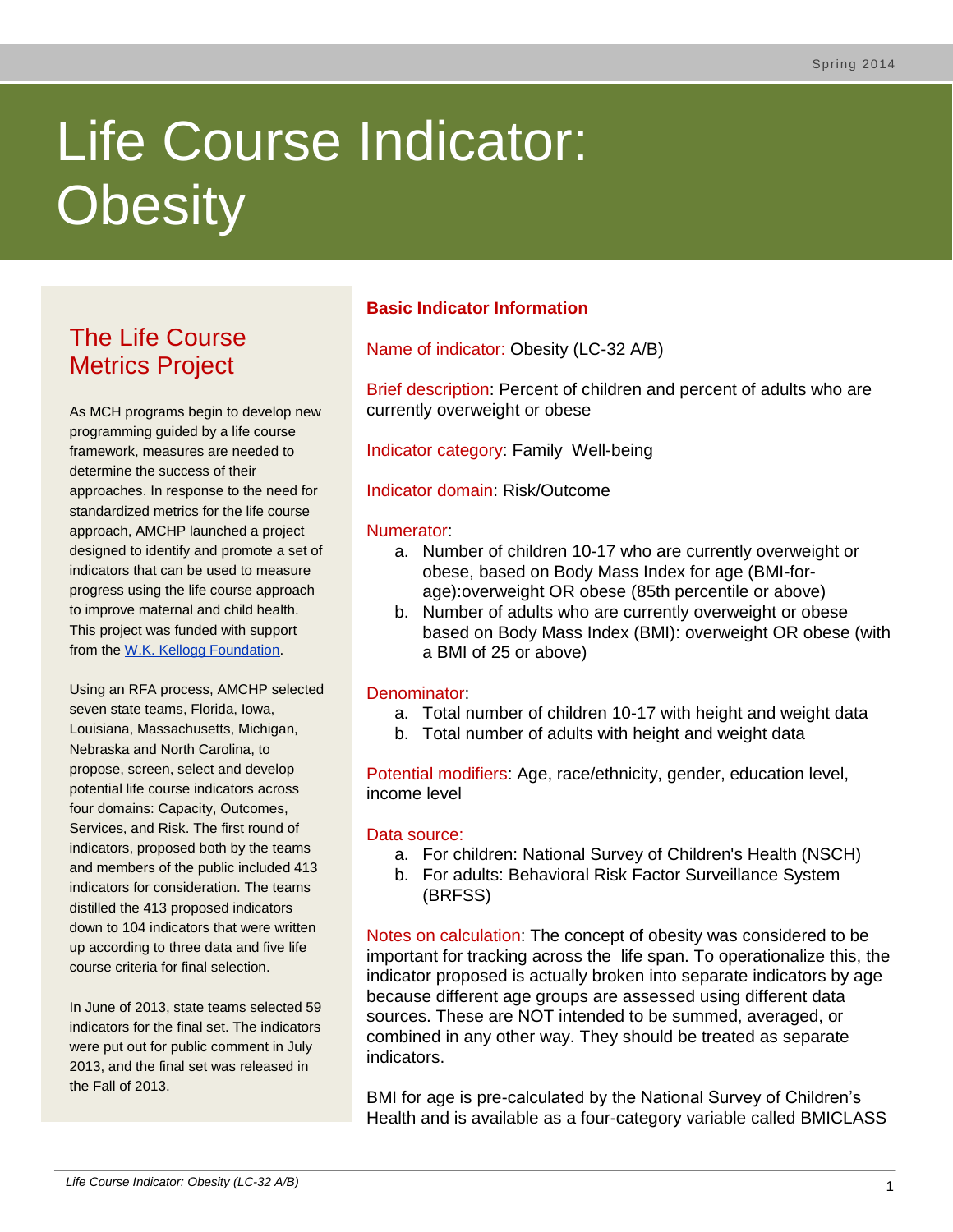Spring 2014

# Life Course Indicator: Obesity

## The Life Course Metrics Project

As MCH programs begin to develop new programming guided by a life course framework, measures are needed to determine the success of their approaches. In response to the need for standardized metrics for the life course approach, AMCHP launched a project designed to identify and promote a set of indicators that can be used to measure progress using the life course approach to improve maternal and child health. This project was funded with support from the W.K. Kellogg Foundation.

Using an RFA process, AMCHP selected seven state teams, Florida, Iowa, Louisiana, Massachusetts, Michigan, Nebraska and North Carolina, to propose, screen, select and develop potential life course indicators across four domains: Capacity, Outcomes, Services, and Risk. The first round of indicators, proposed both by the teams and members of the public included 413 indicators for consideration. The teams distilled the 413 proposed indicators down to 104 indicators that were written up according to three data and five life course criteria for final selection.

In June of 2013, state teams selected 59 indicators for the final set. The indicators were put out for public comment in July 2013, and the final set was released in the Fall of 2013.

## Basic Indicator Information

Name of indicator: Obesity (LC-32 A/B)

Brief description: Percent of children and percent of adults who are currently overweight or obese

Indicator category: Family Well-being

Indicator domain: Risk/Outcome

Numerator:

a. Number of children 10-17 who are currently overweight or obese, based on Body Mass Index for age (BMI-for-age):overweight OR obese (85th percentile or above)
b. Number of adults who are currently overweight or obese based on Body Mass Index (BMI): overweight OR obese (with a BMI of 25 or above)

Denominator:

a. Total number of children 10-17 with height and weight data
b. Total number of adults with height and weight data

Potential modifiers: Age, race/ethnicity, gender, education level, income level

Data source:

a. For children: National Survey of Children's Health (NSCH)
b. For adults: Behavioral Risk Factor Surveillance System (BRFSS)

Notes on calculation: The concept of obesity was considered to be important for tracking across the life span. To operationalize this, the indicator proposed is actually broken into separate indicators by age because different age groups are assessed using different data sources. These are NOT intended to be summed, averaged, or combined in any other way. They should be treated as separate indicators.

BMI for age is pre-calculated by the National Survey of Children's Health and is available as a four-category variable called BMICLASS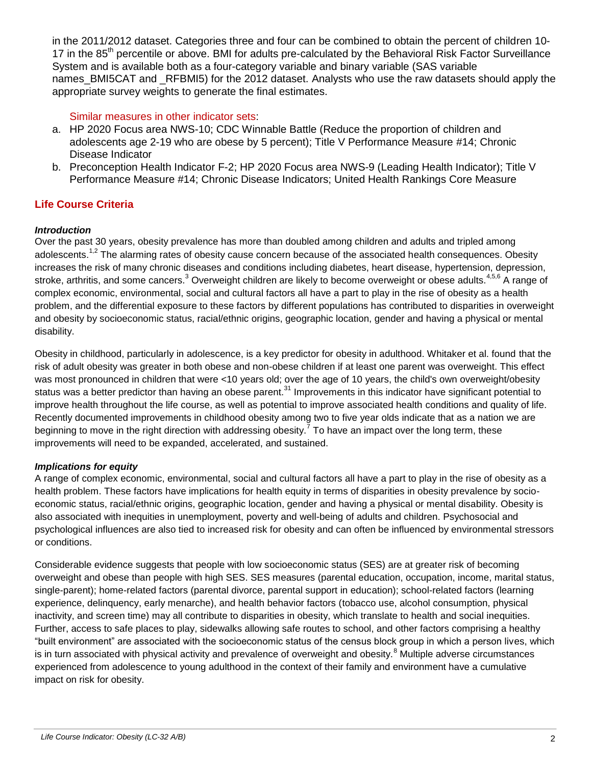in the 2011/2012 dataset. Categories three and four can be combined to obtain the percent of children 10-17 in the 85th percentile or above. BMI for adults pre-calculated by the Behavioral Risk Factor Surveillance System and is available both as a four-category variable and binary variable (SAS variable names_BMI5CAT and _RFBMI5) for the 2012 dataset. Analysts who use the raw datasets should apply the appropriate survey weights to generate the final estimates.

Similar measures in other indicator sets:

a. HP 2020 Focus area NWS-10; CDC Winnable Battle (Reduce the proportion of children and adolescents age 2-19 who are obese by 5 percent); Title V Performance Measure #14; Chronic Disease Indicator
b. Preconception Health Indicator F-2; HP 2020 Focus area NWS-9 (Leading Health Indicator); Title V Performance Measure #14; Chronic Disease Indicators; United Health Rankings Core Measure

## Life Course Criteria

***Introduction***

Over the past 30 years, obesity prevalence has more than doubled among children and adults and tripled among adolescents.[1,2] The alarming rates of obesity cause concern because of the associated health consequences. Obesity increases the risk of many chronic diseases and conditions including diabetes, heart disease, hypertension, depression, stroke, arthritis, and some cancers.[3] Overweight children are likely to become overweight or obese adults.[4,5,6] A range of complex economic, environmental, social and cultural factors all have a part to play in the rise of obesity as a health problem, and the differential exposure to these factors by different populations has contributed to disparities in overweight and obesity by socioeconomic status, racial/ethnic origins, geographic location, gender and having a physical or mental disability.

Obesity in childhood, particularly in adolescence, is a key predictor for obesity in adulthood. Whitaker et al. found that the risk of adult obesity was greater in both obese and non-obese children if at least one parent was overweight. This effect was most pronounced in children that were <10 years old; over the age of 10 years, the child's own overweight/obesity status was a better predictor than having an obese parent.[31] Improvements in this indicator have significant potential to improve health throughout the life course, as well as potential to improve associated health conditions and quality of life. Recently documented improvements in childhood obesity among two to five year olds indicate that as a nation we are beginning to move in the right direction with addressing obesity.[7] To have an impact over the long term, these improvements will need to be expanded, accelerated, and sustained.

***Implications for equity***

A range of complex economic, environmental, social and cultural factors all have a part to play in the rise of obesity as a health problem. These factors have implications for health equity in terms of disparities in obesity prevalence by socio-economic status, racial/ethnic origins, geographic location, gender and having a physical or mental disability. Obesity is also associated with inequities in unemployment, poverty and well-being of adults and children. Psychosocial and psychological influences are also tied to increased risk for obesity and can often be influenced by environmental stressors or conditions.

Considerable evidence suggests that people with low socioeconomic status (SES) are at greater risk of becoming overweight and obese than people with high SES. SES measures (parental education, occupation, income, marital status, single-parent); home-related factors (parental divorce, parental support in education); school-related factors (learning experience, delinquency, early menarche), and health behavior factors (tobacco use, alcohol consumption, physical inactivity, and screen time) may all contribute to disparities in obesity, which translate to health and social inequities. Further, access to safe places to play, sidewalks allowing safe routes to school, and other factors comprising a healthy "built environment" are associated with the socioeconomic status of the census block group in which a person lives, which is in turn associated with physical activity and prevalence of overweight and obesity.[8] Multiple adverse circumstances experienced from adolescence to young adulthood in the context of their family and environment have a cumulative impact on risk for obesity.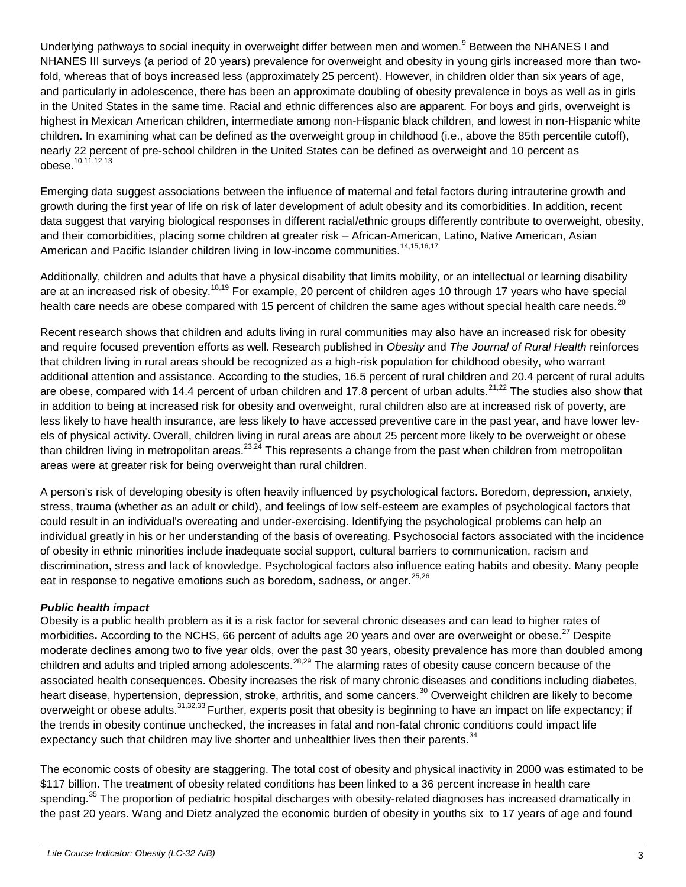Underlying pathways to social inequity in overweight differ between men and women.[9] Between the NHANES I and NHANES III surveys (a period of 20 years) prevalence for overweight and obesity in young girls increased more than two-fold, whereas that of boys increased less (approximately 25 percent). However, in children older than six years of age, and particularly in adolescence, there has been an approximate doubling of obesity prevalence in boys as well as in girls in the United States in the same time. Racial and ethnic differences also are apparent. For boys and girls, overweight is highest in Mexican American children, intermediate among non-Hispanic black children, and lowest in non-Hispanic white children. In examining what can be defined as the overweight group in childhood (i.e., above the 85th percentile cutoff), nearly 22 percent of pre-school children in the United States can be defined as overweight and 10 percent as obese.[10,11,12,13]

Emerging data suggest associations between the influence of maternal and fetal factors during intrauterine growth and growth during the first year of life on risk of later development of adult obesity and its comorbidities. In addition, recent data suggest that varying biological responses in different racial/ethnic groups differently contribute to overweight, obesity, and their comorbidities, placing some children at greater risk – African-American, Latino, Native American, Asian American and Pacific Islander children living in low-income communities.[14,15,16,17]

Additionally, children and adults that have a physical disability that limits mobility, or an intellectual or learning disability are at an increased risk of obesity.[18,19] For example, 20 percent of children ages 10 through 17 years who have special health care needs are obese compared with 15 percent of children the same ages without special health care needs.[20]

Recent research shows that children and adults living in rural communities may also have an increased risk for obesity and require focused prevention efforts as well. Research published in *Obesity* and *The Journal of Rural Health* reinforces that children living in rural areas should be recognized as a high-risk population for childhood obesity, who warrant additional attention and assistance. According to the studies, 16.5 percent of rural children and 20.4 percent of rural adults are obese, compared with 14.4 percent of urban children and 17.8 percent of urban adults.[21,22] The studies also show that in addition to being at increased risk for obesity and overweight, rural children also are at increased risk of poverty, are less likely to have health insurance, are less likely to have accessed preventive care in the past year, and have lower levels of physical activity. Overall, children living in rural areas are about 25 percent more likely to be overweight or obese than children living in metropolitan areas.[23,24] This represents a change from the past when children from metropolitan areas were at greater risk for being overweight than rural children.

A person's risk of developing obesity is often heavily influenced by psychological factors. Boredom, depression, anxiety, stress, trauma (whether as an adult or child), and feelings of low self-esteem are examples of psychological factors that could result in an individual's overeating and under-exercising. Identifying the psychological problems can help an individual greatly in his or her understanding of the basis of overeating. Psychosocial factors associated with the incidence of obesity in ethnic minorities include inadequate social support, cultural barriers to communication, racism and discrimination, stress and lack of knowledge. Psychological factors also influence eating habits and obesity. Many people eat in response to negative emotions such as boredom, sadness, or anger.[25,26]

***Public health impact***

Obesity is a public health problem as it is a risk factor for several chronic diseases and can lead to higher rates of morbidities**.** According to the NCHS, 66 percent of adults age 20 years and over are overweight or obese.[27] Despite moderate declines among two to five year olds, over the past 30 years, obesity prevalence has more than doubled among children and adults and tripled among adolescents.[28,29] The alarming rates of obesity cause concern because of the associated health consequences. Obesity increases the risk of many chronic diseases and conditions including diabetes, heart disease, hypertension, depression, stroke, arthritis, and some cancers.[30] Overweight children are likely to become overweight or obese adults.[31,32,33] Further, experts posit that obesity is beginning to have an impact on life expectancy; if the trends in obesity continue unchecked, the increases in fatal and non-fatal chronic conditions could impact life expectancy such that children may live shorter and unhealthier lives then their parents.[34]

The economic costs of obesity are staggering. The total cost of obesity and physical inactivity in 2000 was estimated to be $117 billion. The treatment of obesity related conditions has been linked to a 36 percent increase in health care spending.[35] The proportion of pediatric hospital discharges with obesity-related diagnoses has increased dramatically in the past 20 years. Wang and Dietz analyzed the economic burden of obesity in youths six to 17 years of age and found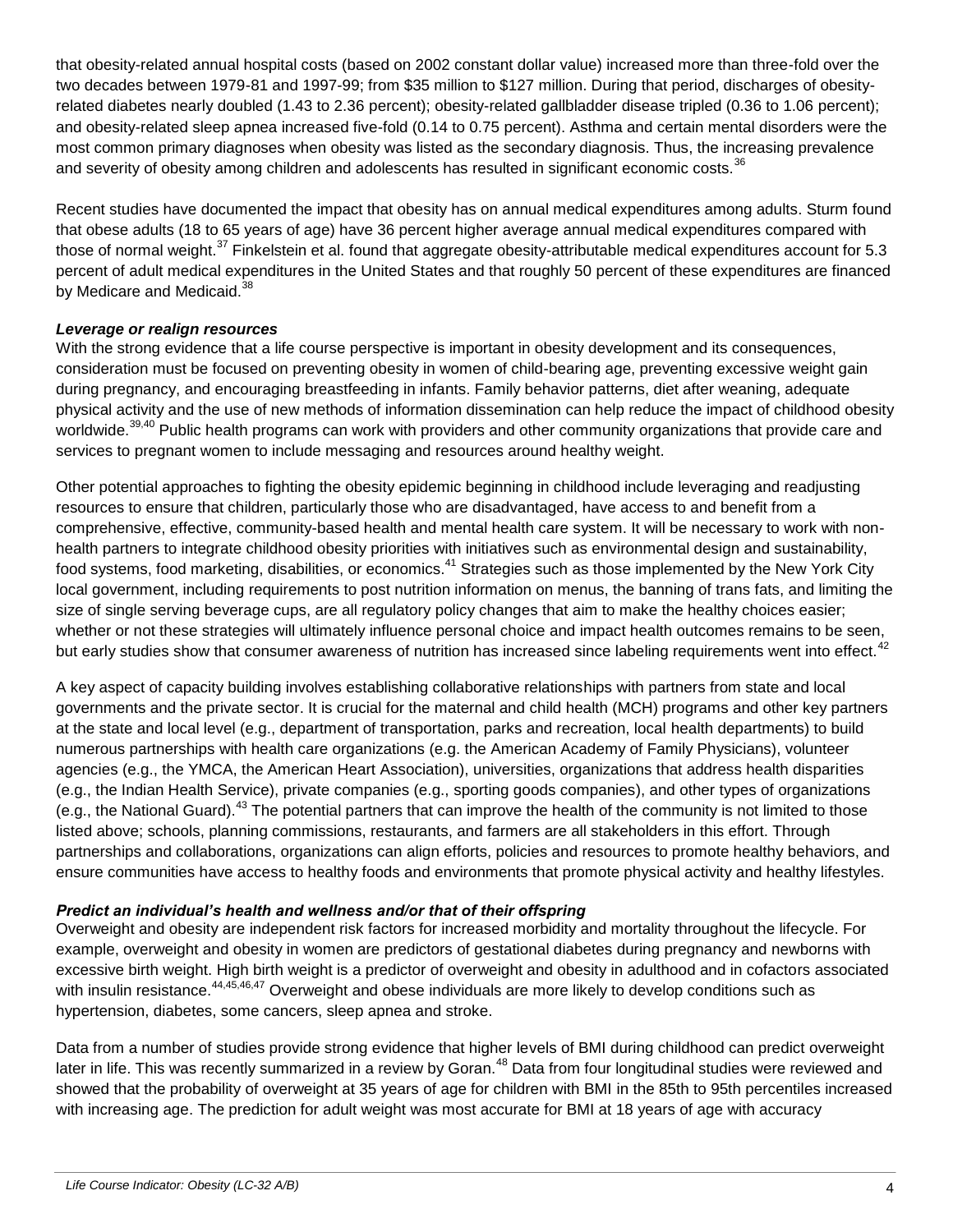that obesity-related annual hospital costs (based on 2002 constant dollar value) increased more than three-fold over the two decades between 1979-81 and 1997-99; from $35 million to $127 million. During that period, discharges of obesity-related diabetes nearly doubled (1.43 to 2.36 percent); obesity-related gallbladder disease tripled (0.36 to 1.06 percent); and obesity-related sleep apnea increased five-fold (0.14 to 0.75 percent). Asthma and certain mental disorders were the most common primary diagnoses when obesity was listed as the secondary diagnosis. Thus, the increasing prevalence and severity of obesity among children and adolescents has resulted in significant economic costs.[36]

Recent studies have documented the impact that obesity has on annual medical expenditures among adults. Sturm found that obese adults (18 to 65 years of age) have 36 percent higher average annual medical expenditures compared with those of normal weight.[37] Finkelstein et al. found that aggregate obesity-attributable medical expenditures account for 5.3 percent of adult medical expenditures in the United States and that roughly 50 percent of these expenditures are financed by Medicare and Medicaid.[38]

***Leverage or realign resources***

With the strong evidence that a life course perspective is important in obesity development and its consequences, consideration must be focused on preventing obesity in women of child-bearing age, preventing excessive weight gain during pregnancy, and encouraging breastfeeding in infants. Family behavior patterns, diet after weaning, adequate physical activity and the use of new methods of information dissemination can help reduce the impact of childhood obesity worldwide.[39,40] Public health programs can work with providers and other community organizations that provide care and services to pregnant women to include messaging and resources around healthy weight.

Other potential approaches to fighting the obesity epidemic beginning in childhood include leveraging and readjusting resources to ensure that children, particularly those who are disadvantaged, have access to and benefit from a comprehensive, effective, community-based health and mental health care system. It will be necessary to work with non-health partners to integrate childhood obesity priorities with initiatives such as environmental design and sustainability, food systems, food marketing, disabilities, or economics.[41] Strategies such as those implemented by the New York City local government, including requirements to post nutrition information on menus, the banning of trans fats, and limiting the size of single serving beverage cups, are all regulatory policy changes that aim to make the healthy choices easier; whether or not these strategies will ultimately influence personal choice and impact health outcomes remains to be seen, but early studies show that consumer awareness of nutrition has increased since labeling requirements went into effect.[42]

A key aspect of capacity building involves establishing collaborative relationships with partners from state and local governments and the private sector. It is crucial for the maternal and child health (MCH) programs and other key partners at the state and local level (e.g., department of transportation, parks and recreation, local health departments) to build numerous partnerships with health care organizations (e.g. the American Academy of Family Physicians), volunteer agencies (e.g., the YMCA, the American Heart Association), universities, organizations that address health disparities (e.g., the Indian Health Service), private companies (e.g., sporting goods companies), and other types of organizations (e.g., the National Guard).[43] The potential partners that can improve the health of the community is not limited to those listed above; schools, planning commissions, restaurants, and farmers are all stakeholders in this effort. Through partnerships and collaborations, organizations can align efforts, policies and resources to promote healthy behaviors, and ensure communities have access to healthy foods and environments that promote physical activity and healthy lifestyles.

***Predict an individual's health and wellness and/or that of their offspring***

Overweight and obesity are independent risk factors for increased morbidity and mortality throughout the lifecycle. For example, overweight and obesity in women are predictors of gestational diabetes during pregnancy and newborns with excessive birth weight. High birth weight is a predictor of overweight and obesity in adulthood and in cofactors associated with insulin resistance.[44,45,46,47] Overweight and obese individuals are more likely to develop conditions such as hypertension, diabetes, some cancers, sleep apnea and stroke.

Data from a number of studies provide strong evidence that higher levels of BMI during childhood can predict overweight later in life. This was recently summarized in a review by Goran.[48] Data from four longitudinal studies were reviewed and showed that the probability of overweight at 35 years of age for children with BMI in the 85th to 95th percentiles increased with increasing age. The prediction for adult weight was most accurate for BMI at 18 years of age with accuracy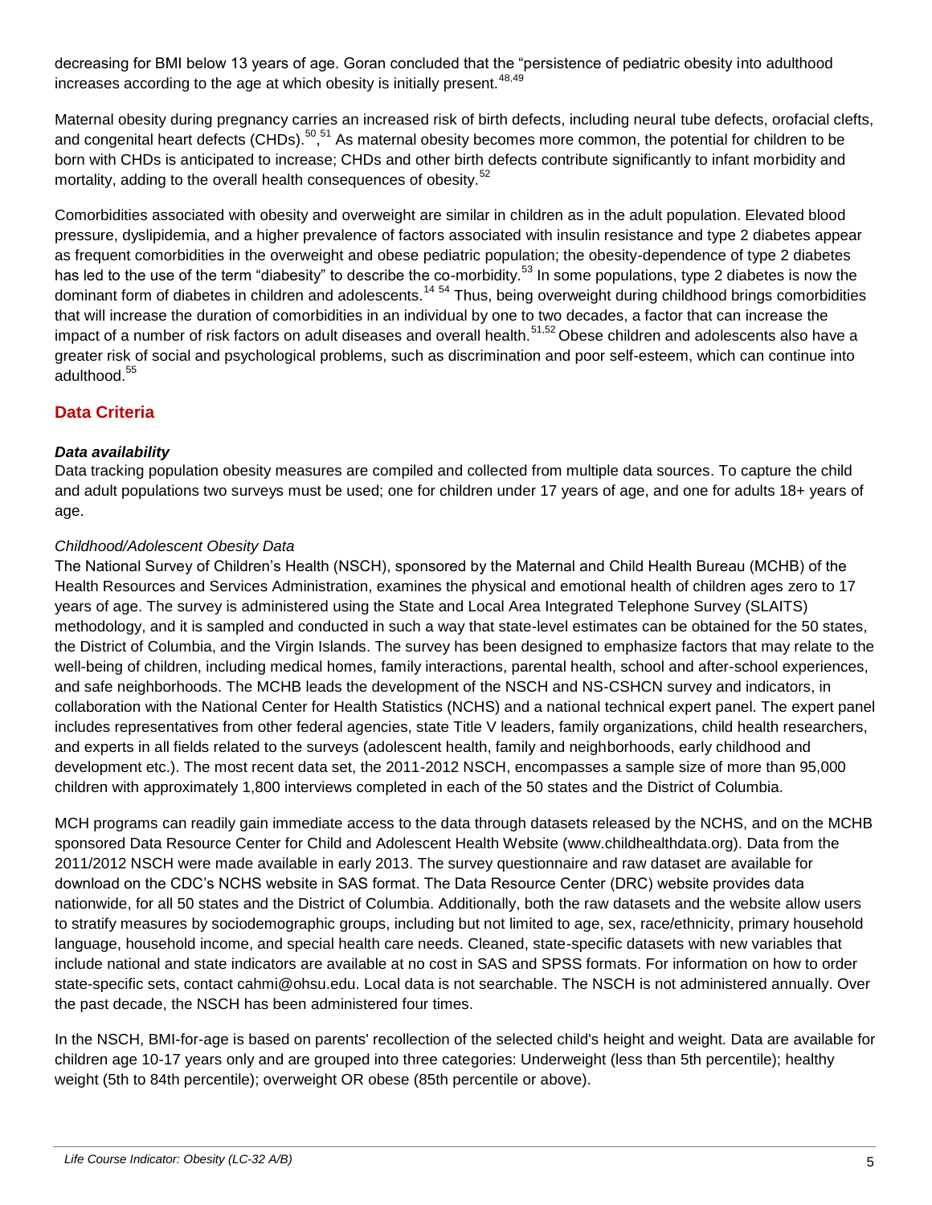decreasing for BMI below 13 years of age. Goran concluded that the "persistence of pediatric obesity into adulthood increases according to the age at which obesity is initially present.[48,49]

Maternal obesity during pregnancy carries an increased risk of birth defects, including neural tube defects, orofacial clefts, and congenital heart defects (CHDs).[50,51] As maternal obesity becomes more common, the potential for children to be born with CHDs is anticipated to increase; CHDs and other birth defects contribute significantly to infant morbidity and mortality, adding to the overall health consequences of obesity.[52]

Comorbidities associated with obesity and overweight are similar in children as in the adult population. Elevated blood pressure, dyslipidemia, and a higher prevalence of factors associated with insulin resistance and type 2 diabetes appear as frequent comorbidities in the overweight and obese pediatric population; the obesity-dependence of type 2 diabetes has led to the use of the term "diabesity" to describe the co-morbidity.[53] In some populations, type 2 diabetes is now the dominant form of diabetes in children and adolescents.[14 54] Thus, being overweight during childhood brings comorbidities that will increase the duration of comorbidities in an individual by one to two decades, a factor that can increase the impact of a number of risk factors on adult diseases and overall health.[51,52] Obese children and adolescents also have a greater risk of social and psychological problems, such as discrimination and poor self-esteem, which can continue into adulthood.[55]

## Data Criteria

### *Data availability*

Data tracking population obesity measures are compiled and collected from multiple data sources. To capture the child and adult populations two surveys must be used; one for children under 17 years of age, and one for adults 18+ years of age.

*Childhood/Adolescent Obesity Data*

The National Survey of Children's Health (NSCH), sponsored by the Maternal and Child Health Bureau (MCHB) of the Health Resources and Services Administration, examines the physical and emotional health of children ages zero to 17 years of age. The survey is administered using the State and Local Area Integrated Telephone Survey (SLAITS) methodology, and it is sampled and conducted in such a way that state-level estimates can be obtained for the 50 states, the District of Columbia, and the Virgin Islands. The survey has been designed to emphasize factors that may relate to the well-being of children, including medical homes, family interactions, parental health, school and after-school experiences, and safe neighborhoods. The MCHB leads the development of the NSCH and NS-CSHCN survey and indicators, in collaboration with the National Center for Health Statistics (NCHS) and a national technical expert panel. The expert panel includes representatives from other federal agencies, state Title V leaders, family organizations, child health researchers, and experts in all fields related to the surveys (adolescent health, family and neighborhoods, early childhood and development etc.). The most recent data set, the 2011-2012 NSCH, encompasses a sample size of more than 95,000 children with approximately 1,800 interviews completed in each of the 50 states and the District of Columbia.

MCH programs can readily gain immediate access to the data through datasets released by the NCHS, and on the MCHB sponsored Data Resource Center for Child and Adolescent Health Website (www.childhealthdata.org). Data from the 2011/2012 NSCH were made available in early 2013. The survey questionnaire and raw dataset are available for download on the CDC's NCHS website in SAS format. The Data Resource Center (DRC) website provides data nationwide, for all 50 states and the District of Columbia. Additionally, both the raw datasets and the website allow users to stratify measures by sociodemographic groups, including but not limited to age, sex, race/ethnicity, primary household language, household income, and special health care needs. Cleaned, state-specific datasets with new variables that include national and state indicators are available at no cost in SAS and SPSS formats. For information on how to order state-specific sets, contact cahmi@ohsu.edu. Local data is not searchable. The NSCH is not administered annually. Over the past decade, the NSCH has been administered four times.

In the NSCH, BMI-for-age is based on parents' recollection of the selected child's height and weight. Data are available for children age 10-17 years only and are grouped into three categories: Underweight (less than 5th percentile); healthy weight (5th to 84th percentile); overweight OR obese (85th percentile or above).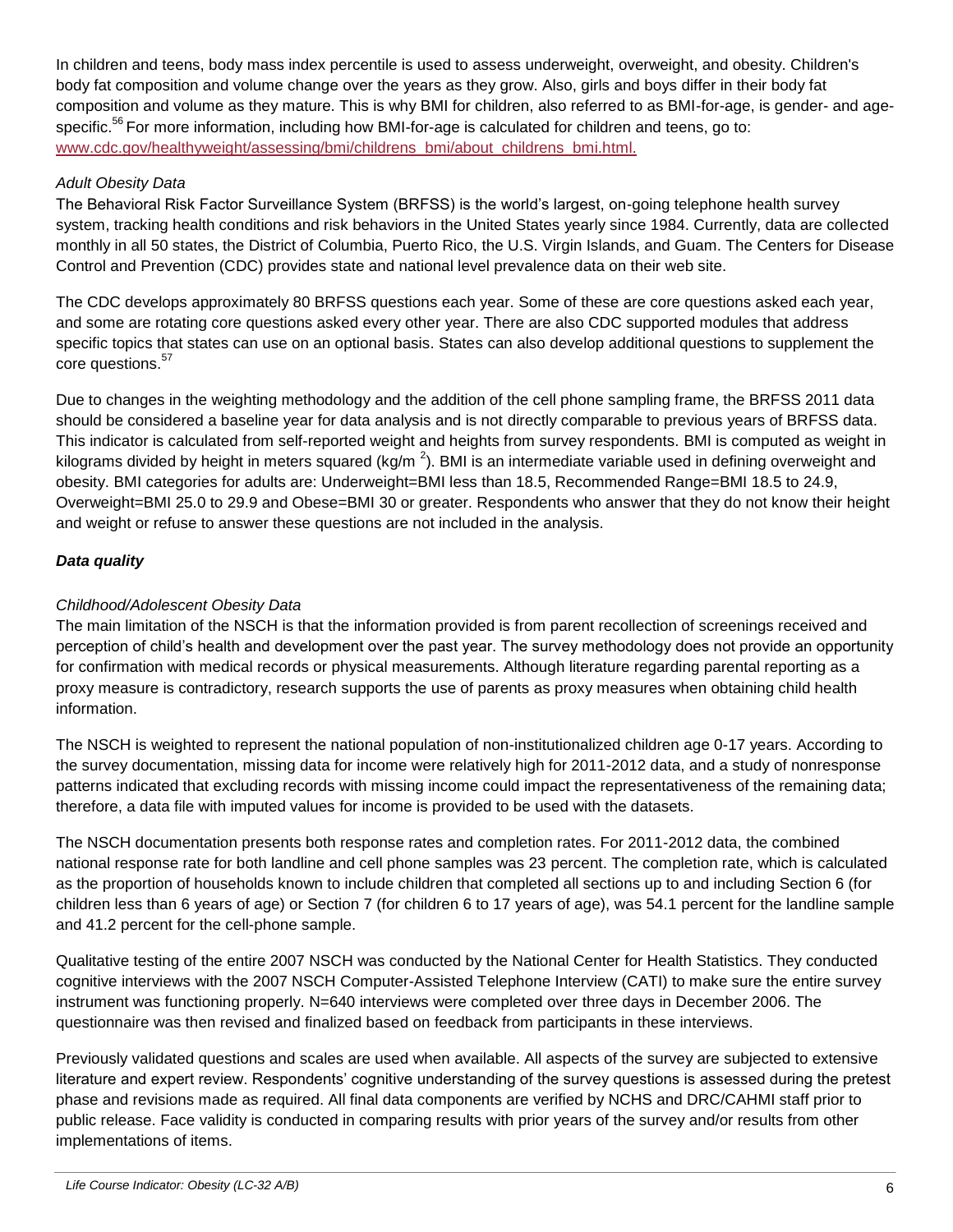In children and teens, body mass index percentile is used to assess underweight, overweight, and obesity. Children's body fat composition and volume change over the years as they grow. Also, girls and boys differ in their body fat composition and volume as they mature. This is why BMI for children, also referred to as BMI-for-age, is gender- and age-specific.[56] For more information, including how BMI-for-age is calculated for children and teens, go to: www.cdc.gov/healthyweight/assessing/bmi/childrens_bmi/about_childrens_bmi.html.

*Adult Obesity Data*

The Behavioral Risk Factor Surveillance System (BRFSS) is the world's largest, on-going telephone health survey system, tracking health conditions and risk behaviors in the United States yearly since 1984. Currently, data are collected monthly in all 50 states, the District of Columbia, Puerto Rico, the U.S. Virgin Islands, and Guam. The Centers for Disease Control and Prevention (CDC) provides state and national level prevalence data on their web site.

The CDC develops approximately 80 BRFSS questions each year. Some of these are core questions asked each year, and some are rotating core questions asked every other year. There are also CDC supported modules that address specific topics that states can use on an optional basis. States can also develop additional questions to supplement the core questions.[57]

Due to changes in the weighting methodology and the addition of the cell phone sampling frame, the BRFSS 2011 data should be considered a baseline year for data analysis and is not directly comparable to previous years of BRFSS data. This indicator is calculated from self-reported weight and heights from survey respondents. BMI is computed as weight in kilograms divided by height in meters squared ($kg/m^2$). BMI is an intermediate variable used in defining overweight and obesity. BMI categories for adults are: Underweight=BMI less than 18.5, Recommended Range=BMI 18.5 to 24.9, Overweight=BMI 25.0 to 29.9 and Obese=BMI 30 or greater. Respondents who answer that they do not know their height and weight or refuse to answer these questions are not included in the analysis.

***Data quality***

*Childhood/Adolescent Obesity Data*

The main limitation of the NSCH is that the information provided is from parent recollection of screenings received and perception of child's health and development over the past year. The survey methodology does not provide an opportunity for confirmation with medical records or physical measurements. Although literature regarding parental reporting as a proxy measure is contradictory, research supports the use of parents as proxy measures when obtaining child health information.

The NSCH is weighted to represent the national population of non-institutionalized children age 0-17 years. According to the survey documentation, missing data for income were relatively high for 2011-2012 data, and a study of nonresponse patterns indicated that excluding records with missing income could impact the representativeness of the remaining data; therefore, a data file with imputed values for income is provided to be used with the datasets.

The NSCH documentation presents both response rates and completion rates. For 2011-2012 data, the combined national response rate for both landline and cell phone samples was 23 percent. The completion rate, which is calculated as the proportion of households known to include children that completed all sections up to and including Section 6 (for children less than 6 years of age) or Section 7 (for children 6 to 17 years of age), was 54.1 percent for the landline sample and 41.2 percent for the cell-phone sample.

Qualitative testing of the entire 2007 NSCH was conducted by the National Center for Health Statistics. They conducted cognitive interviews with the 2007 NSCH Computer-Assisted Telephone Interview (CATI) to make sure the entire survey instrument was functioning properly. N=640 interviews were completed over three days in December 2006. The questionnaire was then revised and finalized based on feedback from participants in these interviews.

Previously validated questions and scales are used when available. All aspects of the survey are subjected to extensive literature and expert review. Respondents' cognitive understanding of the survey questions is assessed during the pretest phase and revisions made as required. All final data components are verified by NCHS and DRC/CAHMI staff prior to public release. Face validity is conducted in comparing results with prior years of the survey and/or results from other implementations of items.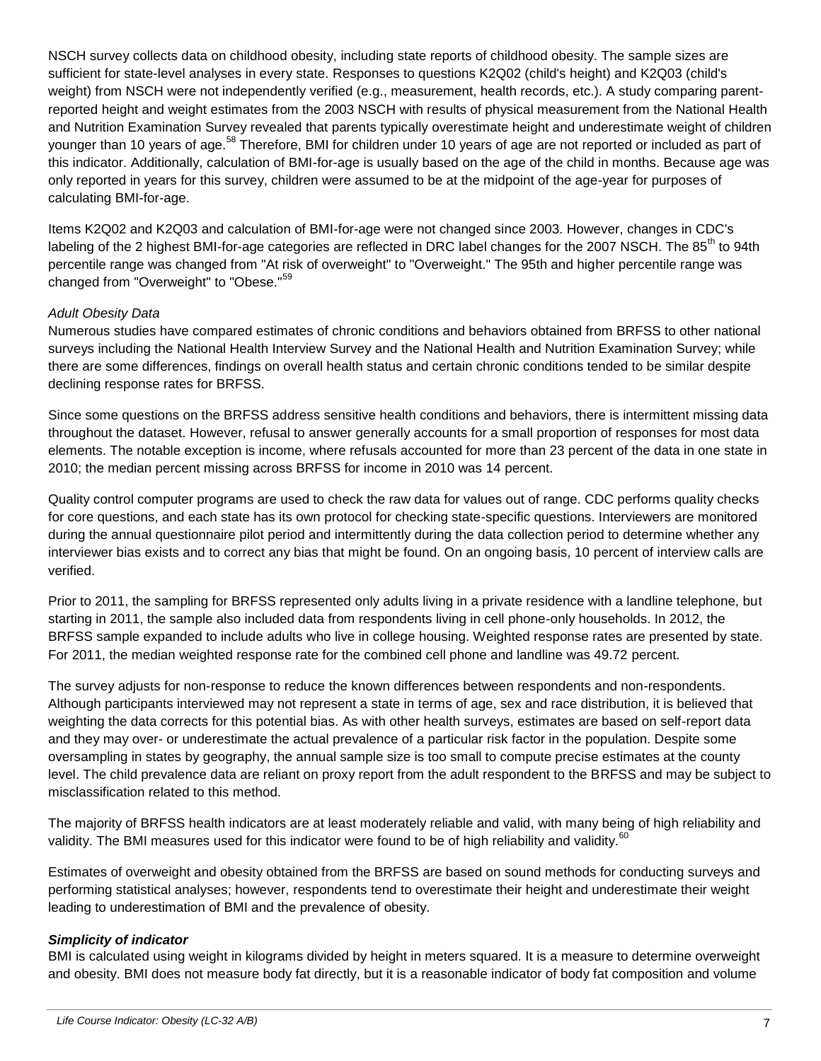NSCH survey collects data on childhood obesity, including state reports of childhood obesity. The sample sizes are sufficient for state-level analyses in every state. Responses to questions K2Q02 (child's height) and K2Q03 (child's weight) from NSCH were not independently verified (e.g., measurement, health records, etc.). A study comparing parent-reported height and weight estimates from the 2003 NSCH with results of physical measurement from the National Health and Nutrition Examination Survey revealed that parents typically overestimate height and underestimate weight of children younger than 10 years of age.[58] Therefore, BMI for children under 10 years of age are not reported or included as part of this indicator. Additionally, calculation of BMI-for-age is usually based on the age of the child in months. Because age was only reported in years for this survey, children were assumed to be at the midpoint of the age-year for purposes of calculating BMI-for-age.

Items K2Q02 and K2Q03 and calculation of BMI-for-age were not changed since 2003. However, changes in CDC's labeling of the 2 highest BMI-for-age categories are reflected in DRC label changes for the 2007 NSCH. The 85th to 94th percentile range was changed from "At risk of overweight" to "Overweight." The 95th and higher percentile range was changed from "Overweight" to "Obese."[59]

*Adult Obesity Data*

Numerous studies have compared estimates of chronic conditions and behaviors obtained from BRFSS to other national surveys including the National Health Interview Survey and the National Health and Nutrition Examination Survey; while there are some differences, findings on overall health status and certain chronic conditions tended to be similar despite declining response rates for BRFSS.

Since some questions on the BRFSS address sensitive health conditions and behaviors, there is intermittent missing data throughout the dataset. However, refusal to answer generally accounts for a small proportion of responses for most data elements. The notable exception is income, where refusals accounted for more than 23 percent of the data in one state in 2010; the median percent missing across BRFSS for income in 2010 was 14 percent.

Quality control computer programs are used to check the raw data for values out of range. CDC performs quality checks for core questions, and each state has its own protocol for checking state-specific questions. Interviewers are monitored during the annual questionnaire pilot period and intermittently during the data collection period to determine whether any interviewer bias exists and to correct any bias that might be found. On an ongoing basis, 10 percent of interview calls are verified.

Prior to 2011, the sampling for BRFSS represented only adults living in a private residence with a landline telephone, but starting in 2011, the sample also included data from respondents living in cell phone-only households. In 2012, the BRFSS sample expanded to include adults who live in college housing. Weighted response rates are presented by state. For 2011, the median weighted response rate for the combined cell phone and landline was 49.72 percent.

The survey adjusts for non-response to reduce the known differences between respondents and non-respondents. Although participants interviewed may not represent a state in terms of age, sex and race distribution, it is believed that weighting the data corrects for this potential bias. As with other health surveys, estimates are based on self-report data and they may over- or underestimate the actual prevalence of a particular risk factor in the population. Despite some oversampling in states by geography, the annual sample size is too small to compute precise estimates at the county level. The child prevalence data are reliant on proxy report from the adult respondent to the BRFSS and may be subject to misclassification related to this method.

The majority of BRFSS health indicators are at least moderately reliable and valid, with many being of high reliability and validity. The BMI measures used for this indicator were found to be of high reliability and validity.[60]

Estimates of overweight and obesity obtained from the BRFSS are based on sound methods for conducting surveys and performing statistical analyses; however, respondents tend to overestimate their height and underestimate their weight leading to underestimation of BMI and the prevalence of obesity.

***Simplicity of indicator***

BMI is calculated using weight in kilograms divided by height in meters squared. It is a measure to determine overweight and obesity. BMI does not measure body fat directly, but it is a reasonable indicator of body fat composition and volume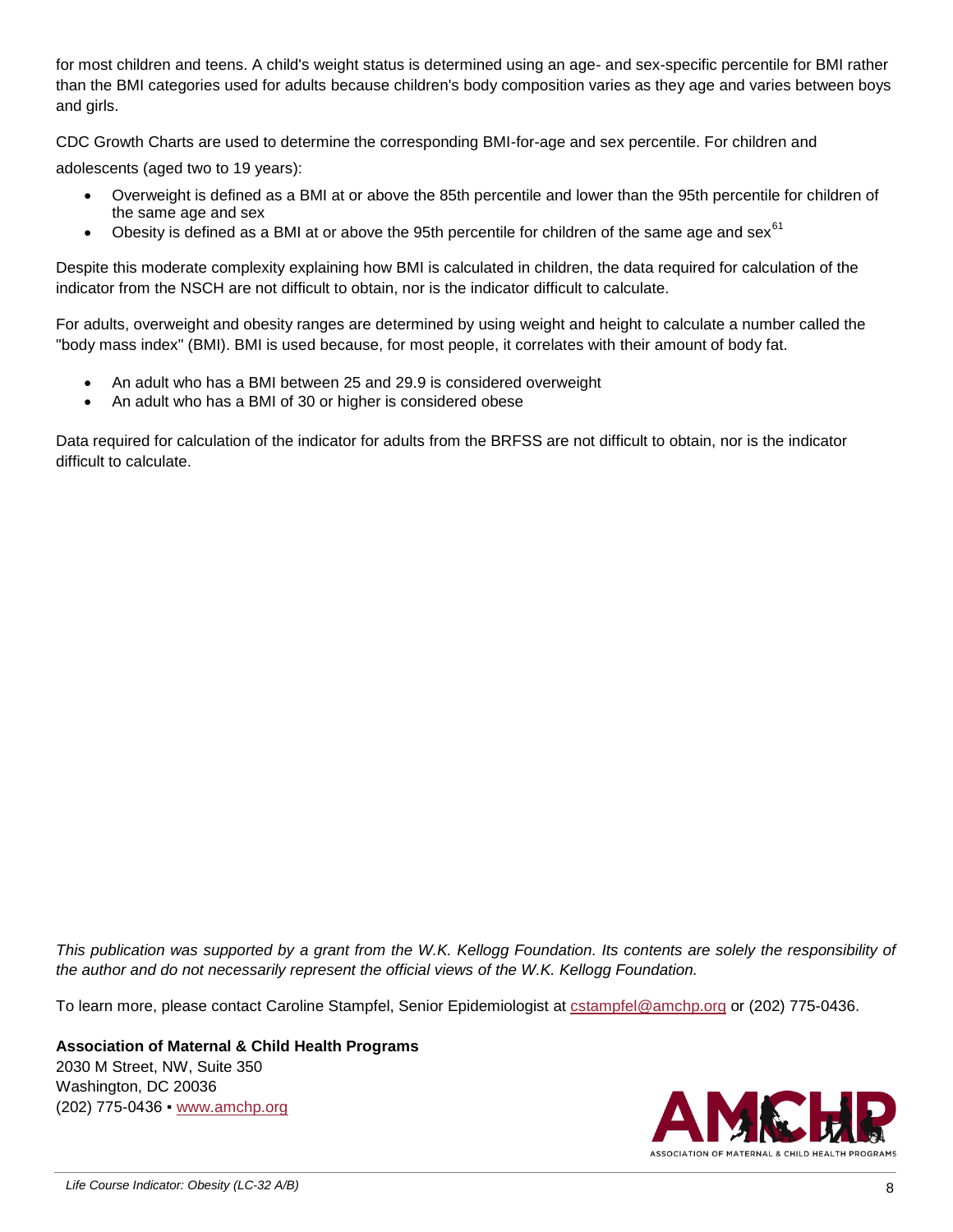for most children and teens. A child's weight status is determined using an age- and sex-specific percentile for BMI rather than the BMI categories used for adults because children's body composition varies as they age and varies between boys and girls.

CDC Growth Charts are used to determine the corresponding BMI-for-age and sex percentile. For children and adolescents (aged two to 19 years):

- Overweight is defined as a BMI at or above the 85th percentile and lower than the 95th percentile for children of the same age and sex
- Obesity is defined as a BMI at or above the 95th percentile for children of the same age and sex[61]

Despite this moderate complexity explaining how BMI is calculated in children, the data required for calculation of the indicator from the NSCH are not difficult to obtain, nor is the indicator difficult to calculate.

For adults, overweight and obesity ranges are determined by using weight and height to calculate a number called the "body mass index" (BMI). BMI is used because, for most people, it correlates with their amount of body fat.

- An adult who has a BMI between 25 and 29.9 is considered overweight
- An adult who has a BMI of 30 or higher is considered obese

Data required for calculation of the indicator for adults from the BRFSS are not difficult to obtain, nor is the indicator difficult to calculate.

*This publication was supported by a grant from the W.K. Kellogg Foundation. Its contents are solely the responsibility of the author and do not necessarily represent the official views of the W.K. Kellogg Foundation.*

To learn more, please contact Caroline Stampfel, Senior Epidemiologist at cstampfel@amchp.org or (202) 775-0436.

**Association of Maternal & Child Health Programs**
2030 M Street, NW, Suite 350
Washington, DC 20036
(202) 775-0436 ▪ www.amchp.org

AMCHP
ASSOCIATION OF MATERNAL & CHILD HEALTH PROGRAMS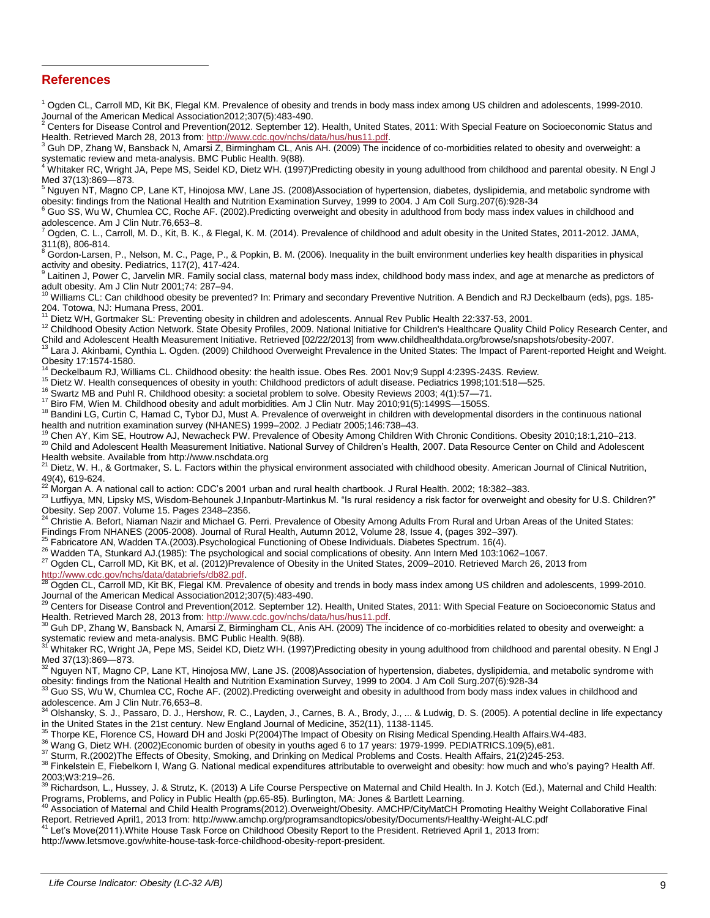## References

[1] Ogden CL, Carroll MD, Kit BK, Flegal KM. Prevalence of obesity and trends in body mass index among US children and adolescents, 1999-2010. Journal of the American Medical Association2012;307(5):483-490.

[2] Centers for Disease Control and Prevention(2012. September 12). Health, United States, 2011: With Special Feature on Socioeconomic Status and Health. Retrieved March 28, 2013 from: http://www.cdc.gov/nchs/data/hus/hus11.pdf.

[3] Guh DP, Zhang W, Bansback N, Amarsi Z, Birmingham CL, Anis AH. (2009) The incidence of co-morbidities related to obesity and overweight: a systematic review and meta-analysis. BMC Public Health. 9(88).

[4] Whitaker RC, Wright JA, Pepe MS, Seidel KD, Dietz WH. (1997)Predicting obesity in young adulthood from childhood and parental obesity. N Engl J Med 37(13):869—873.

[5] Nguyen NT, Magno CP, Lane KT, Hinojosa MW, Lane JS. (2008)Association of hypertension, diabetes, dyslipidemia, and metabolic syndrome with obesity: findings from the National Health and Nutrition Examination Survey, 1999 to 2004. J Am Coll Surg.207(6):928-34

[6] Guo SS, Wu W, Chumlea CC, Roche AF. (2002).Predicting overweight and obesity in adulthood from body mass index values in childhood and adolescence. Am J Clin Nutr.76,653–8.

[7] Ogden, C. L., Carroll, M. D., Kit, B. K., & Flegal, K. M. (2014). Prevalence of childhood and adult obesity in the United States, 2011-2012. JAMA, 311(8), 806-814.

[8] Gordon-Larsen, P., Nelson, M. C., Page, P., & Popkin, B. M. (2006). Inequality in the built environment underlies key health disparities in physical activity and obesity. Pediatrics, 117(2), 417-424.

[9] Laitinen J, Power C, Jarvelin MR. Family social class, maternal body mass index, childhood body mass index, and age at menarche as predictors of adult obesity. Am J Clin Nutr 2001;74: 287–94.

[10] Williams CL: Can childhood obesity be prevented? In: Primary and secondary Preventive Nutrition. A Bendich and RJ Deckelbaum (eds), pgs. 185-204. Totowa, NJ: Humana Press, 2001.

[11] Dietz WH, Gortmaker SL: Preventing obesity in children and adolescents. Annual Rev Public Health 22:337-53, 2001.

[12] Childhood Obesity Action Network. State Obesity Profiles, 2009. National Initiative for Children's Healthcare Quality Child Policy Research Center, and Child and Adolescent Health Measurement Initiative. Retrieved [02/22/2013] from www.childhealthdata.org/browse/snapshots/obesity-2007.

[13] Lara J. Akinbami, Cynthia L. Ogden. (2009) Childhood Overweight Prevalence in the United States: The Impact of Parent-reported Height and Weight. Obesity 17:1574-1580.

[14] Deckelbaum RJ, Williams CL. Childhood obesity: the health issue. Obes Res. 2001 Nov;9 Suppl 4:239S-243S. Review.

[15] Dietz W. Health consequences of obesity in youth: Childhood predictors of adult disease. Pediatrics 1998;101:518—525.

[16] Swartz MB and Puhl R. Childhood obesity: a societal problem to solve. Obesity Reviews 2003; 4(1):57—71.

[17] Biro FM, Wien M. Childhood obesity and adult morbidities. Am J Clin Nutr. May 2010;91(5):1499S—1505S.

[18] Bandini LG, Curtin C, Hamad C, Tybor DJ, Must A. Prevalence of overweight in children with developmental disorders in the continuous national health and nutrition examination survey (NHANES) 1999–2002. J Pediatr 2005;146:738–43.

[19] Chen AY, Kim SE, Houtrow AJ, Newacheck PW. Prevalence of Obesity Among Children With Chronic Conditions. Obesity 2010;18:1,210–213.

[20] Child and Adolescent Health Measurement Initiative. National Survey of Children's Health, 2007. Data Resource Center on Child and Adolescent Health website. Available from http://www.nschdata.org

[21] Dietz, W. H., & Gortmaker, S. L. Factors within the physical environment associated with childhood obesity. American Journal of Clinical Nutrition, 49(4), 619-624.

[22] Morgan A. A national call to action: CDC's 2001 urban and rural health chartbook. J Rural Health. 2002; 18:382–383.

[23] Lutfiyya, MN, Lipsky MS, Wisdom-Behounek J,Inpanbutr-Martinkus M. "Is rural residency a risk factor for overweight and obesity for U.S. Children?" Obesity. Sep 2007. Volume 15. Pages 2348–2356.

[24] Christie A. Befort, Niaman Nazir and Michael G. Perri. Prevalence of Obesity Among Adults From Rural and Urban Areas of the United States: Findings From NHANES (2005-2008). Journal of Rural Health, Autumn 2012, Volume 28, Issue 4, (pages 392–397).

[25] Fabricatore AN, Wadden TA.(2003).Psychological Functioning of Obese Individuals. Diabetes Spectrum. 16(4).

[26] Wadden TA, Stunkard AJ.(1985): The psychological and social complications of obesity. Ann Intern Med 103:1062–1067.

[27] Ogden CL, Carroll MD, Kit BK, et al. (2012)Prevalence of Obesity in the United States, 2009–2010. Retrieved March 26, 2013 from http://www.cdc.gov/nchs/data/databriefs/db82.pdf.

[28] Ogden CL, Carroll MD, Kit BK, Flegal KM. Prevalence of obesity and trends in body mass index among US children and adolescents, 1999-2010. Journal of the American Medical Association2012;307(5):483-490.

[29] Centers for Disease Control and Prevention(2012. September 12). Health, United States, 2011: With Special Feature on Socioeconomic Status and Health. Retrieved March 28, 2013 from: http://www.cdc.gov/nchs/data/hus/hus11.pdf.

[30] Guh DP, Zhang W, Bansback N, Amarsi Z, Birmingham CL, Anis AH. (2009) The incidence of co-morbidities related to obesity and overweight: a systematic review and meta-analysis. BMC Public Health. 9(88).

[31] Whitaker RC, Wright JA, Pepe MS, Seidel KD, Dietz WH. (1997)Predicting obesity in young adulthood from childhood and parental obesity. N Engl J Med 37(13):869—873.

[32] Nguyen NT, Magno CP, Lane KT, Hinojosa MW, Lane JS. (2008)Association of hypertension, diabetes, dyslipidemia, and metabolic syndrome with obesity: findings from the National Health and Nutrition Examination Survey, 1999 to 2004. J Am Coll Surg.207(6):928-34

[33] Guo SS, Wu W, Chumlea CC, Roche AF. (2002).Predicting overweight and obesity in adulthood from body mass index values in childhood and adolescence. Am J Clin Nutr.76,653–8.

[34] Olshansky, S. J., Passaro, D. J., Hershow, R. C., Layden, J., Carnes, B. A., Brody, J., ... & Ludwig, D. S. (2005). A potential decline in life expectancy in the United States in the 21st century. New England Journal of Medicine, 352(11), 1138-1145.

[35] Thorpe KE, Florence CS, Howard DH and Joski P(2004)The Impact of Obesity on Rising Medical Spending.Health Affairs.W4-483.

[36] Wang G, Dietz WH. (2002)Economic burden of obesity in youths aged 6 to 17 years: 1979-1999. PEDIATRICS.109(5),e81.

[37] Sturm, R.(2002)The Effects of Obesity, Smoking, and Drinking on Medical Problems and Costs. Health Affairs, 21(2)245-253.

[38] Finkelstein E, Fiebelkorn I, Wang G. National medical expenditures attributable to overweight and obesity: how much and who's paying? Health Aff. 2003;W3:219–26.

[39] Richardson, L., Hussey, J. & Strutz, K. (2013) A Life Course Perspective on Maternal and Child Health. In J. Kotch (Ed.), Maternal and Child Health: Programs, Problems, and Policy in Public Health (pp.65-85). Burlington, MA: Jones & Bartlett Learning.

[40] Association of Maternal and Child Health Programs(2012).Overweight/Obesity. AMCHP/CityMatCH Promoting Healthy Weight Collaborative Final Report. Retrieved April1, 2013 from: http://www.amchp.org/programsandtopics/obesity/Documents/Healthy-Weight-ALC.pdf

[41] Let's Move(2011).White House Task Force on Childhood Obesity Report to the President. Retrieved April 1, 2013 from: http://www.letsmove.gov/white-house-task-force-childhood-obesity-report-president.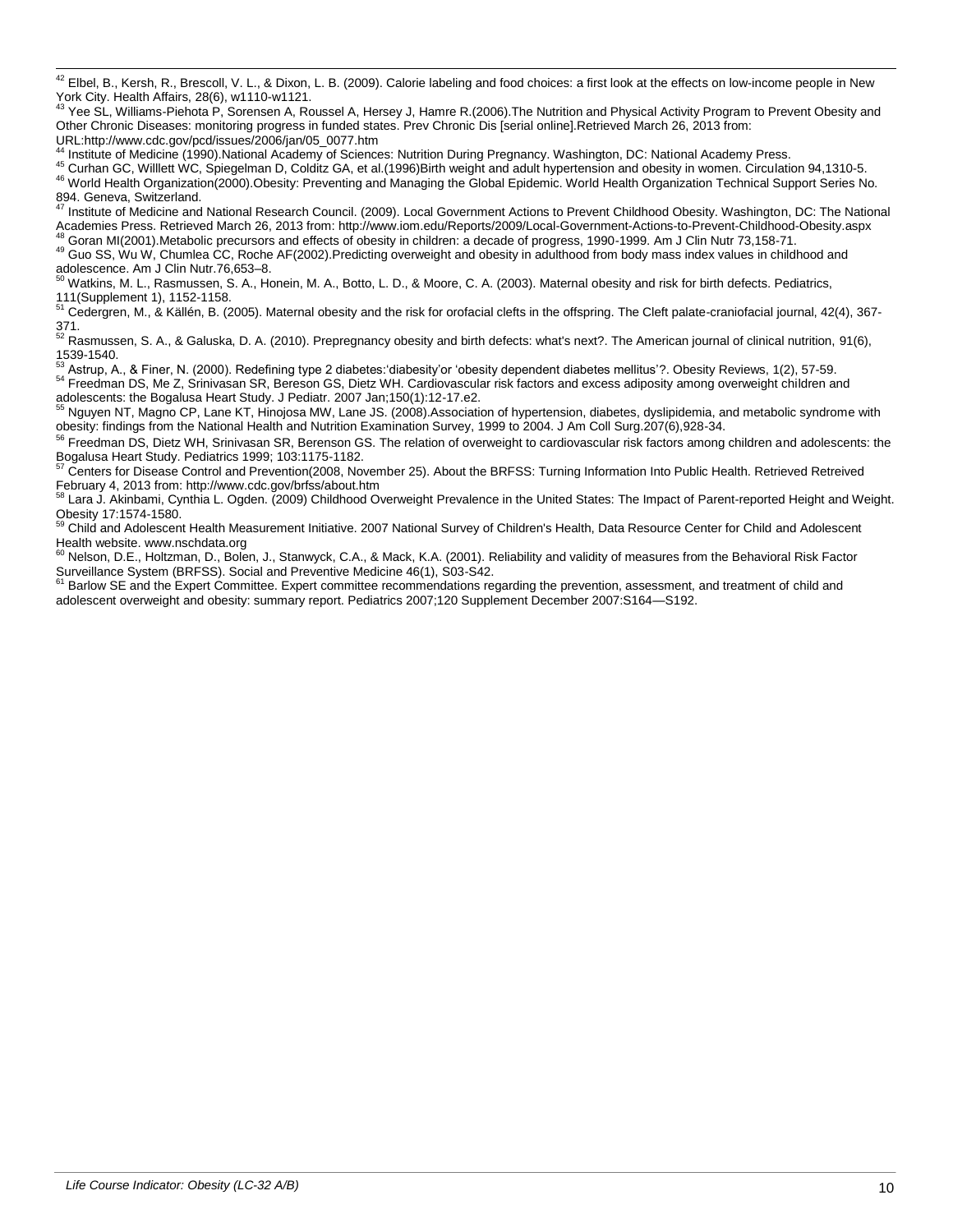[42] Elbel, B., Kersh, R., Brescoll, V. L., & Dixon, L. B. (2009). Calorie labeling and food choices: a first look at the effects on low-income people in New York City. Health Affairs, 28(6), w1110-w1121.

[43] Yee SL, Williams-Piehota P, Sorensen A, Roussel A, Hersey J, Hamre R.(2006).The Nutrition and Physical Activity Program to Prevent Obesity and Other Chronic Diseases: monitoring progress in funded states. Prev Chronic Dis [serial online].Retrieved March 26, 2013 from: URL:http://www.cdc.gov/pcd/issues/2006/jan/05_0077.htm

[44] Institute of Medicine (1990).National Academy of Sciences: Nutrition During Pregnancy. Washington, DC: National Academy Press.

[45] Curhan GC, Willlett WC, Spiegelman D, Colditz GA, et al.(1996)Birth weight and adult hypertension and obesity in women. Circulation 94,1310-5.

[46] World Health Organization(2000).Obesity: Preventing and Managing the Global Epidemic. World Health Organization Technical Support Series No. 894. Geneva, Switzerland.

[47] Institute of Medicine and National Research Council. (2009). Local Government Actions to Prevent Childhood Obesity. Washington, DC: The National Academies Press. Retrieved March 26, 2013 from: http://www.iom.edu/Reports/2009/Local-Government-Actions-to-Prevent-Childhood-Obesity.aspx

[48] Goran MI(2001).Metabolic precursors and effects of obesity in children: a decade of progress, 1990-1999. Am J Clin Nutr 73,158-71.

[49] Guo SS, Wu W, Chumlea CC, Roche AF(2002).Predicting overweight and obesity in adulthood from body mass index values in childhood and adolescence. Am J Clin Nutr.76,653–8.

[50] Watkins, M. L., Rasmussen, S. A., Honein, M. A., Botto, L. D., & Moore, C. A. (2003). Maternal obesity and risk for birth defects. Pediatrics, 111(Supplement 1), 1152-1158.

[51] Cedergren, M., & Källén, B. (2005). Maternal obesity and the risk for orofacial clefts in the offspring. The Cleft palate-craniofacial journal, 42(4), 367-371.

[52] Rasmussen, S. A., & Galuska, D. A. (2010). Prepregnancy obesity and birth defects: what's next?. The American journal of clinical nutrition, 91(6), 1539-1540.

[53] Astrup, A., & Finer, N. (2000). Redefining type 2 diabetes:'diabesity'or 'obesity dependent diabetes mellitus'?. Obesity Reviews, 1(2), 57-59.

[54] Freedman DS, Me Z, Srinivasan SR, Bereson GS, Dietz WH. Cardiovascular risk factors and excess adiposity among overweight children and adolescents: the Bogalusa Heart Study. J Pediatr. 2007 Jan;150(1):12-17.e2.

[55] Nguyen NT, Magno CP, Lane KT, Hinojosa MW, Lane JS. (2008).Association of hypertension, diabetes, dyslipidemia, and metabolic syndrome with obesity: findings from the National Health and Nutrition Examination Survey, 1999 to 2004. J Am Coll Surg.207(6),928-34.

[56] Freedman DS, Dietz WH, Srinivasan SR, Berenson GS. The relation of overweight to cardiovascular risk factors among children and adolescents: the Bogalusa Heart Study. Pediatrics 1999; 103:1175-1182.

[57] Centers for Disease Control and Prevention(2008, November 25). About the BRFSS: Turning Information Into Public Health. Retrieved Retreived February 4, 2013 from: http://www.cdc.gov/brfss/about.htm

[58] Lara J. Akinbami, Cynthia L. Ogden. (2009) Childhood Overweight Prevalence in the United States: The Impact of Parent-reported Height and Weight. Obesity 17:1574-1580.

[59] Child and Adolescent Health Measurement Initiative. 2007 National Survey of Children's Health, Data Resource Center for Child and Adolescent Health website. www.nschdata.org

[60] Nelson, D.E., Holtzman, D., Bolen, J., Stanwyck, C.A., & Mack, K.A. (2001). Reliability and validity of measures from the Behavioral Risk Factor Surveillance System (BRFSS). Social and Preventive Medicine 46(1), S03-S42.

[61] Barlow SE and the Expert Committee. Expert committee recommendations regarding the prevention, assessment, and treatment of child and adolescent overweight and obesity: summary report. Pediatrics 2007;120 Supplement December 2007:S164—S192.